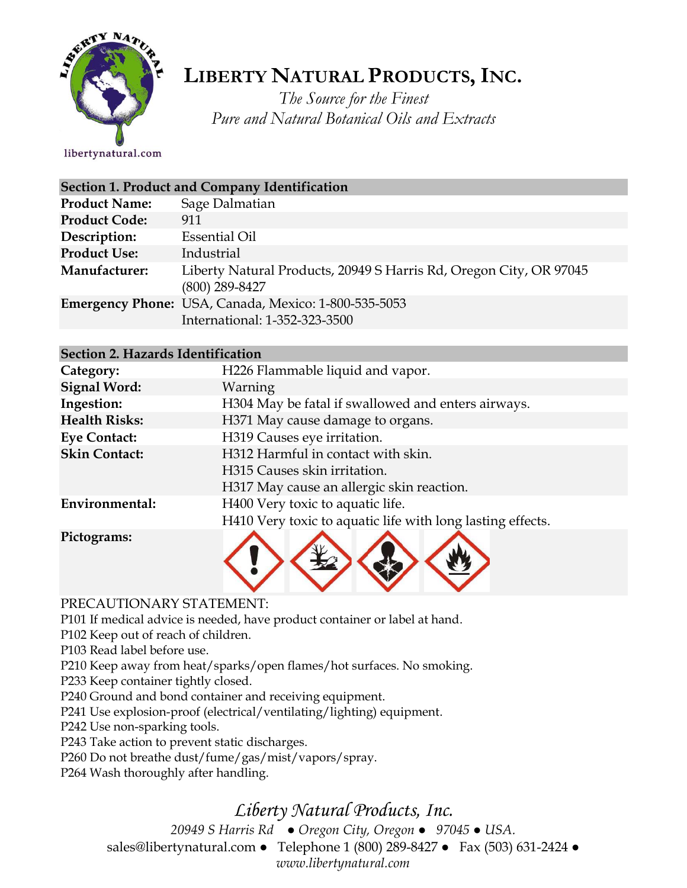# LIBERTY NATURAL PRODUCTS, INC.

*The Source for the Finest*
*Pure and Natural Botanical Oils and Extracts*

libertynatural.com

| Section 1. Product and Company Identification | |
|---|---|
| **Product Name:** | Sage Dalmatian |
| **Product Code:** | 911 |
| **Description:** | Essential Oil |
| **Product Use:** | Industrial |
| **Manufacturer:** | Liberty Natural Products, 20949 S Harris Rd, Oregon City, OR 97045 (800) 289-8427 |
| **Emergency Phone:** | USA, Canada, Mexico: 1-800-535-5053<br>International: 1-352-323-3500 |

| Section 2. Hazards Identification | |
|---|---|
| **Category:** | H226 Flammable liquid and vapor. |
| **Signal Word:** | Warning |
| **Ingestion:** | H304 May be fatal if swallowed and enters airways. |
| **Health Risks:** | H371 May cause damage to organs. |
| **Eye Contact:** | H319 Causes eye irritation. |
| **Skin Contact:** | H312 Harmful in contact with skin.<br>H315 Causes skin irritation.<br>H317 May cause an allergic skin reaction. |
| **Environmental:** | H400 Very toxic to aquatic life.<br>H410 Very toxic to aquatic life with long lasting effects. |
| **Pictograms:** | |

PRECAUTIONARY STATEMENT:

P101 If medical advice is needed, have product container or label at hand.
P102 Keep out of reach of children.
P103 Read label before use.
P210 Keep away from heat/sparks/open flames/hot surfaces. No smoking.
P233 Keep container tightly closed.
P240 Ground and bond container and receiving equipment.
P241 Use explosion-proof (electrical/ventilating/lighting) equipment.
P242 Use non-sparking tools.
P243 Take action to prevent static discharges.
P260 Do not breathe dust/fume/gas/mist/vapors/spray.
P264 Wash thoroughly after handling.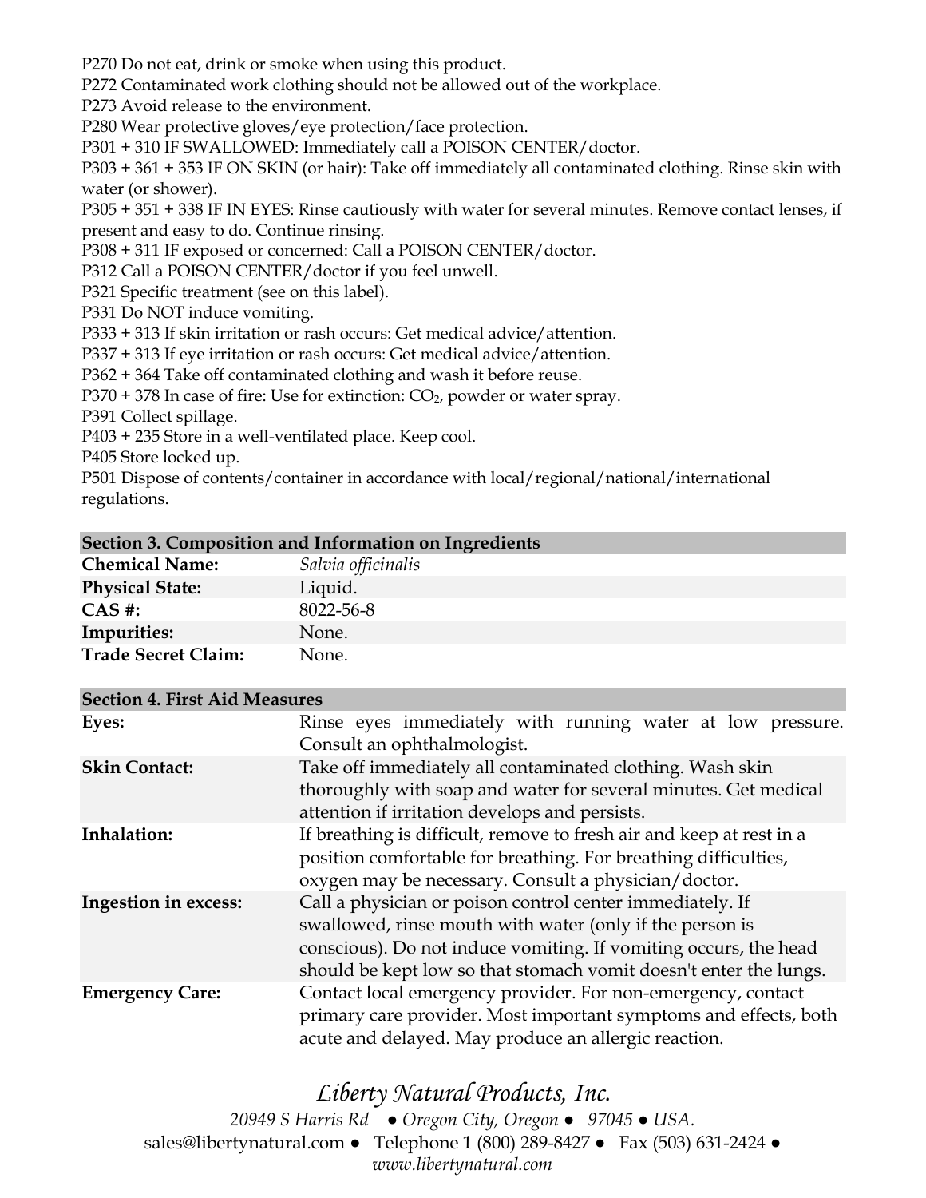P270 Do not eat, drink or smoke when using this product.
P272 Contaminated work clothing should not be allowed out of the workplace.
P273 Avoid release to the environment.
P280 Wear protective gloves/eye protection/face protection.
P301 + 310 IF SWALLOWED: Immediately call a POISON CENTER/doctor.
P303 + 361 + 353 IF ON SKIN (or hair): Take off immediately all contaminated clothing. Rinse skin with water (or shower).
P305 + 351 + 338 IF IN EYES: Rinse cautiously with water for several minutes. Remove contact lenses, if present and easy to do. Continue rinsing.
P308 + 311 IF exposed or concerned: Call a POISON CENTER/doctor.
P312 Call a POISON CENTER/doctor if you feel unwell.
P321 Specific treatment (see on this label).
P331 Do NOT induce vomiting.
P333 + 313 If skin irritation or rash occurs: Get medical advice/attention.
P337 + 313 If eye irritation or rash occurs: Get medical advice/attention.
P362 + 364 Take off contaminated clothing and wash it before reuse.
P370 + 378 In case of fire: Use for extinction: $CO_2$, powder or water spray.
P391 Collect spillage.
P403 + 235 Store in a well-ventilated place. Keep cool.
P405 Store locked up.
P501 Dispose of contents/container in accordance with local/regional/national/international regulations.

| Section 3. Composition and Information on Ingredients | |
|---|---|
| **Chemical Name:** | *Salvia officinalis* |
| **Physical State:** | Liquid. |
| **CAS #:** | 8022-56-8 |
| **Impurities:** | None. |
| **Trade Secret Claim:** | None. |

| Section 4. First Aid Measures | |
|---|---|
| **Eyes:** | Rinse eyes immediately with running water at low pressure. Consult an ophthalmologist. |
| **Skin Contact:** | Take off immediately all contaminated clothing. Wash skin thoroughly with soap and water for several minutes. Get medical attention if irritation develops and persists. |
| **Inhalation:** | If breathing is difficult, remove to fresh air and keep at rest in a position comfortable for breathing. For breathing difficulties, oxygen may be necessary. Consult a physician/doctor. |
| **Ingestion in excess:** | Call a physician or poison control center immediately. If swallowed, rinse mouth with water (only if the person is conscious). Do not induce vomiting. If vomiting occurs, the head should be kept low so that stomach vomit doesn't enter the lungs. |
| **Emergency Care:** | Contact local emergency provider. For non-emergency, contact primary care provider. Most important symptoms and effects, both acute and delayed. May produce an allergic reaction. |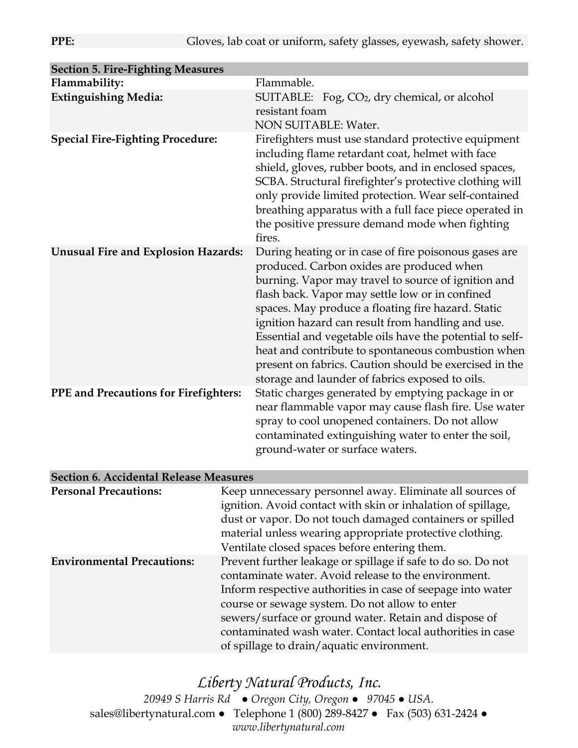| | |
|---|---|
| **PPE:** | Gloves, lab coat or uniform, safety glasses, eyewash, safety shower. |

| **Section 5. Fire-Fighting Measures** | |
|---|---|
| **Flammability:** | Flammable. |
| **Extinguishing Media:** | SUITABLE: Fog, $CO_2$, dry chemical, or alcohol resistant foam<br>NON SUITABLE: Water. |
| **Special Fire-Fighting Procedure:** | Firefighters must use standard protective equipment including flame retardant coat, helmet with face shield, gloves, rubber boots, and in enclosed spaces, SCBA. Structural firefighter's protective clothing will only provide limited protection. Wear self-contained breathing apparatus with a full face piece operated in the positive pressure demand mode when fighting fires. |
| **Unusual Fire and Explosion Hazards:** | During heating or in case of fire poisonous gases are produced. Carbon oxides are produced when burning. Vapor may travel to source of ignition and flash back. Vapor may settle low or in confined spaces. May produce a floating fire hazard. Static ignition hazard can result from handling and use. Essential and vegetable oils have the potential to self-heat and contribute to spontaneous combustion when present on fabrics. Caution should be exercised in the storage and launder of fabrics exposed to oils. |
| **PPE and Precautions for Firefighters:** | Static charges generated by emptying package in or near flammable vapor may cause flash fire. Use water spray to cool unopened containers. Do not allow contaminated extinguishing water to enter the soil, ground-water or surface waters. |

| **Section 6. Accidental Release Measures** | |
|---|---|
| **Personal Precautions:** | Keep unnecessary personnel away. Eliminate all sources of ignition. Avoid contact with skin or inhalation of spillage, dust or vapor. Do not touch damaged containers or spilled material unless wearing appropriate protective clothing. Ventilate closed spaces before entering them. |
| **Environmental Precautions:** | Prevent further leakage or spillage if safe to do so. Do not contaminate water. Avoid release to the environment. Inform respective authorities in case of seepage into water course or sewage system. Do not allow to enter sewers/surface or ground water. Retain and dispose of contaminated wash water. Contact local authorities in case of spillage to drain/aquatic environment. |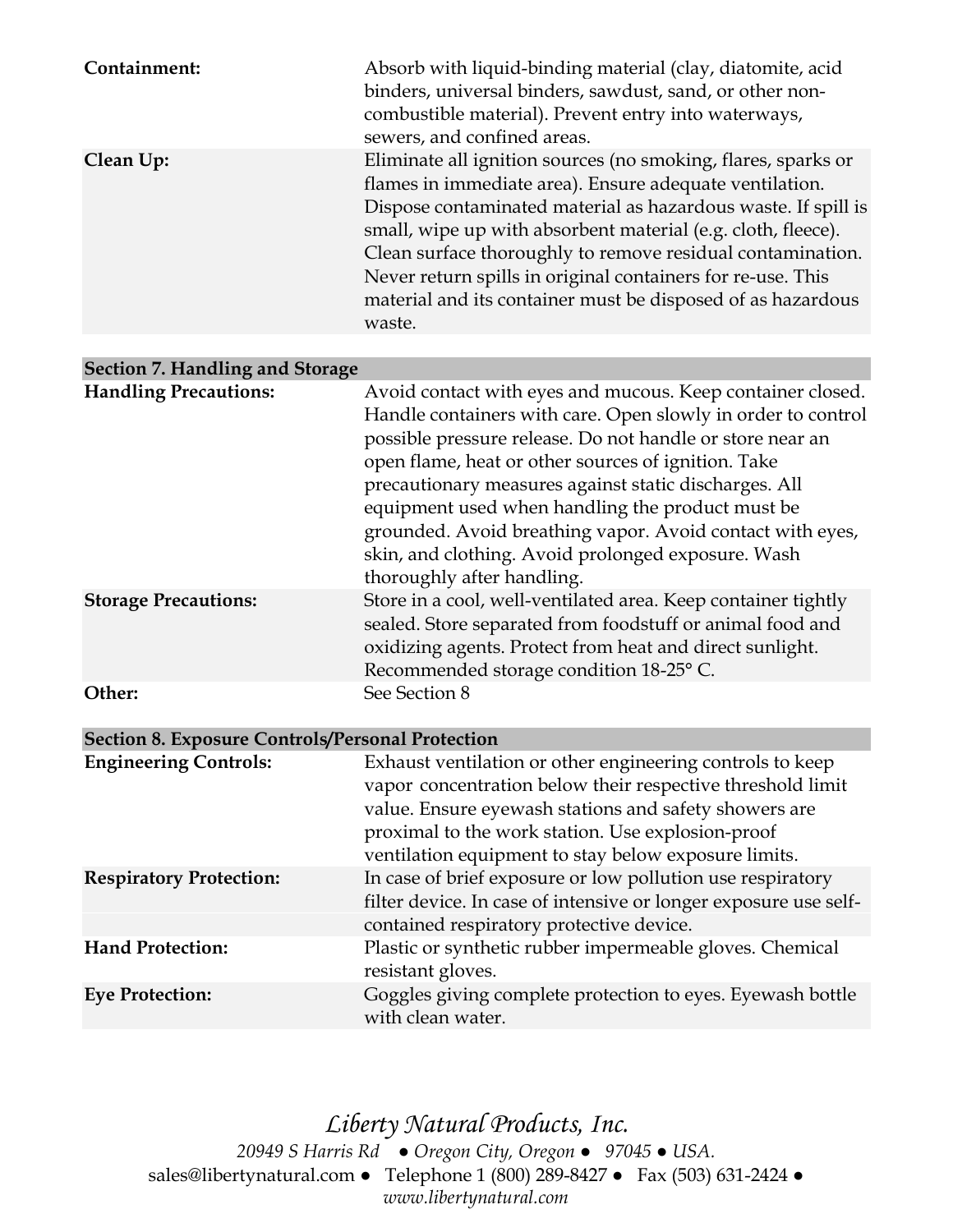| | |
|---|---|
| **Containment:** | Absorb with liquid-binding material (clay, diatomite, acid binders, universal binders, sawdust, sand, or other non-combustible material). Prevent entry into waterways, sewers, and confined areas. |
| **Clean Up:** | Eliminate all ignition sources (no smoking, flares, sparks or flames in immediate area). Ensure adequate ventilation. Dispose contaminated material as hazardous waste. If spill is small, wipe up with absorbent material (e.g. cloth, fleece). Clean surface thoroughly to remove residual contamination. Never return spills in original containers for re-use. This material and its container must be disposed of as hazardous waste. |

| **Section 7. Handling and Storage** | |
|---|---|
| **Handling Precautions:** | Avoid contact with eyes and mucous. Keep container closed. Handle containers with care. Open slowly in order to control possible pressure release. Do not handle or store near an open flame, heat or other sources of ignition. Take precautionary measures against static discharges. All equipment used when handling the product must be grounded. Avoid breathing vapor. Avoid contact with eyes, skin, and clothing. Avoid prolonged exposure. Wash thoroughly after handling. |
| **Storage Precautions:** | Store in a cool, well-ventilated area. Keep container tightly sealed. Store separated from foodstuff or animal food and oxidizing agents. Protect from heat and direct sunlight. Recommended storage condition 18-25° C. |
| **Other:** | See Section 8 |

| **Section 8. Exposure Controls/Personal Protection** | |
|---|---|
| **Engineering Controls:** | Exhaust ventilation or other engineering controls to keep vapor concentration below their respective threshold limit value. Ensure eyewash stations and safety showers are proximal to the work station. Use explosion-proof ventilation equipment to stay below exposure limits. |
| **Respiratory Protection:** | In case of brief exposure or low pollution use respiratory filter device. In case of intensive or longer exposure use self-contained respiratory protective device. |
| **Hand Protection:** | Plastic or synthetic rubber impermeable gloves. Chemical resistant gloves. |
| **Eye Protection:** | Goggles giving complete protection to eyes. Eyewash bottle with clean water. |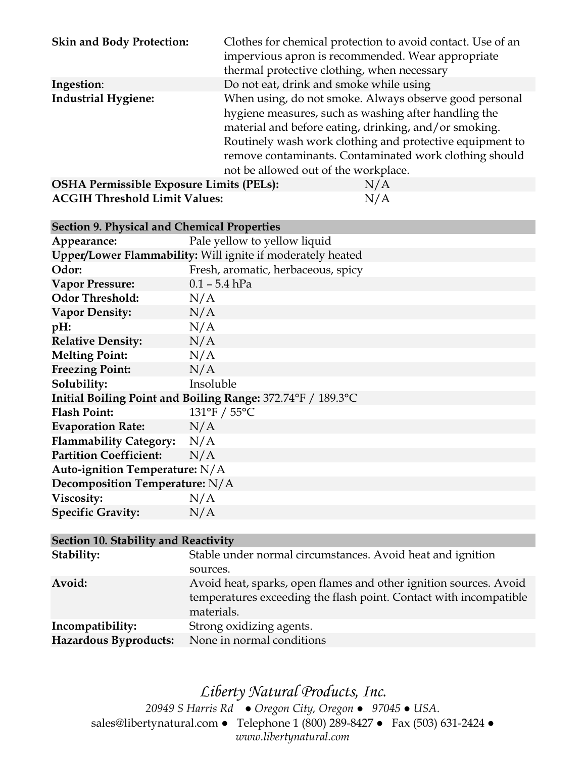| | |
|---|---|
| **Skin and Body Protection:** | Clothes for chemical protection to avoid contact. Use of an impervious apron is recommended. Wear appropriate thermal protective clothing, when necessary |
| **Ingestion**: | Do not eat, drink and smoke while using |
| **Industrial Hygiene:** | When using, do not smoke. Always observe good personal hygiene measures, such as washing after handling the material and before eating, drinking, and/or smoking. Routinely wash work clothing and protective equipment to remove contaminants. Contaminated work clothing should not be allowed out of the workplace. |
| **OSHA Permissible Exposure Limits (PELs):** | N/A |
| **ACGIH Threshold Limit Values:** | N/A |

## Section 9. Physical and Chemical Properties

| | |
|---|---|
| **Appearance:** | Pale yellow to yellow liquid |
| **Upper/Lower Flammability:** | Will ignite if moderately heated |
| **Odor:** | Fresh, aromatic, herbaceous, spicy |
| **Vapor Pressure:** | 0.1 – 5.4 hPa |
| **Odor Threshold:** | N/A |
| **Vapor Density:** | N/A |
| **pH:** | N/A |
| **Relative Density:** | N/A |
| **Melting Point:** | N/A |
| **Freezing Point:** | N/A |
| **Solubility:** | Insoluble |
| **Initial Boiling Point and Boiling Range:** | 372.74°F / 189.3°C |
| **Flash Point:** | 131°F / 55°C |
| **Evaporation Rate:** | N/A |
| **Flammability Category:** | N/A |
| **Partition Coefficient:** | N/A |
| **Auto-ignition Temperature:** | N/A |
| **Decomposition Temperature:** | N/A |
| **Viscosity:** | N/A |
| **Specific Gravity:** | N/A |

## Section 10. Stability and Reactivity

| | |
|---|---|
| **Stability:** | Stable under normal circumstances. Avoid heat and ignition sources. |
| **Avoid:** | Avoid heat, sparks, open flames and other ignition sources. Avoid temperatures exceeding the flash point. Contact with incompatible materials. |
| **Incompatibility:** | Strong oxidizing agents. |
| **Hazardous Byproducts:** | None in normal conditions |

*Liberty Natural Products, Inc.*
*20949 S Harris Rd ● Oregon City, Oregon ● 97045 ● USA.*
sales@libertynatural.com ● Telephone 1 (800) 289-8427 ● Fax (503) 631-2424 ●
*www.libertynatural.com*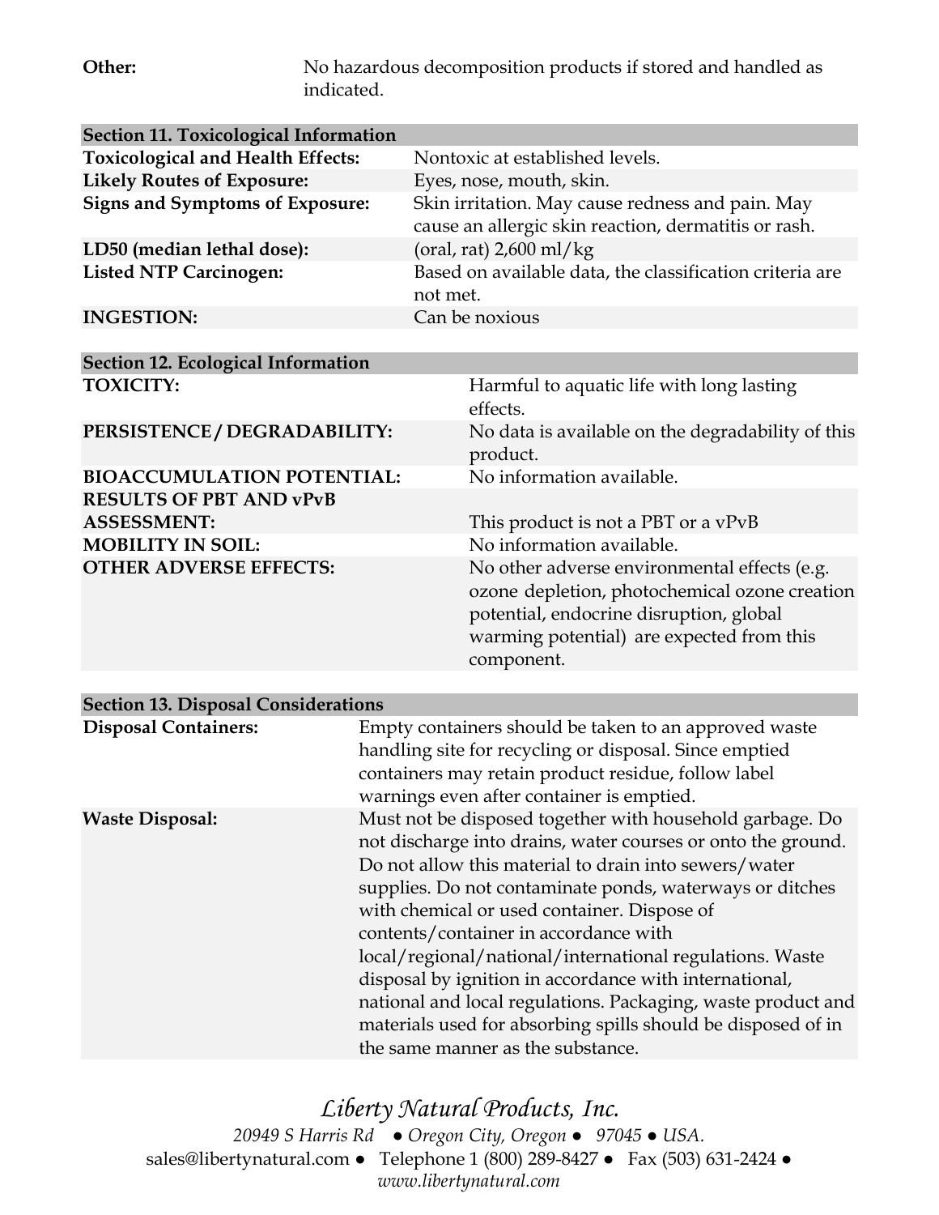| | |
|---|---|
| **Other:** | No hazardous decomposition products if stored and handled as indicated. |

| **Section 11. Toxicological Information** | |
|---|---|
| **Toxicological and Health Effects:** | Nontoxic at established levels. |
| **Likely Routes of Exposure:** | Eyes, nose, mouth, skin. |
| **Signs and Symptoms of Exposure:** | Skin irritation. May cause redness and pain. May cause an allergic skin reaction, dermatitis or rash. |
| **LD50 (median lethal dose):** | (oral, rat) 2,600 ml/kg |
| **Listed NTP Carcinogen:** | Based on available data, the classification criteria are not met. |
| **INGESTION:** | Can be noxious |

| **Section 12. Ecological Information** | |
|---|---|
| **TOXICITY:** | Harmful to aquatic life with long lasting effects. |
| **PERSISTENCE / DEGRADABILITY:** | No data is available on the degradability of this product. |
| **BIOACCUMULATION POTENTIAL:** | No information available. |
| **RESULTS OF PBT AND vPvB ASSESSMENT:** | This product is not a PBT or a vPvB |
| **MOBILITY IN SOIL:** | No information available. |
| **OTHER ADVERSE EFFECTS:** | No other adverse environmental effects (e.g. ozone depletion, photochemical ozone creation potential, endocrine disruption, global warming potential) are expected from this component. |

| **Section 13. Disposal Considerations** | |
|---|---|
| **Disposal Containers:** | Empty containers should be taken to an approved waste handling site for recycling or disposal. Since emptied containers may retain product residue, follow label warnings even after container is emptied. |
| **Waste Disposal:** | Must not be disposed together with household garbage. Do not discharge into drains, water courses or onto the ground. Do not allow this material to drain into sewers/water supplies. Do not contaminate ponds, waterways or ditches with chemical or used container. Dispose of contents/container in accordance with local/regional/national/international regulations. Waste disposal by ignition in accordance with international, national and local regulations. Packaging, waste product and materials used for absorbing spills should be disposed of in the same manner as the substance. |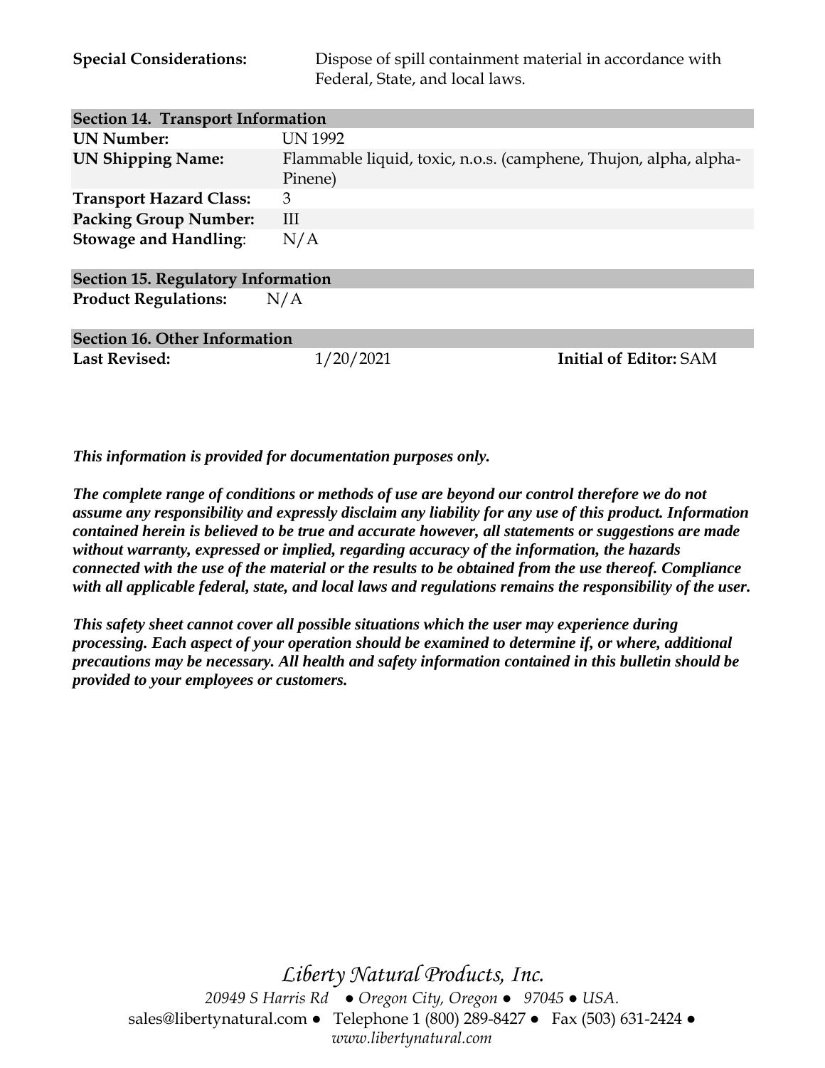| | |
|---|---|
| **Special Considerations:** | Dispose of spill containment material in accordance with Federal, State, and local laws. |

## Section 14. Transport Information

| | |
|---|---|
| **UN Number:** | UN 1992 |
| **UN Shipping Name:** | Flammable liquid, toxic, n.o.s. (camphene, Thujon, alpha, alpha-Pinene) |
| **Transport Hazard Class:** | 3 |
| **Packing Group Number:** | III |
| **Stowage and Handling**: | N/A |

## Section 15. Regulatory Information

**Product Regulations:** N/A

## Section 16. Other Information

| | | |
|---|---|---|
| **Last Revised:** | 1/20/2021 | **Initial of Editor:** SAM |

***This information is provided for documentation purposes only.***

***The complete range of conditions or methods of use are beyond our control therefore we do not assume any responsibility and expressly disclaim any liability for any use of this product. Information contained herein is believed to be true and accurate however, all statements or suggestions are made without warranty, expressed or implied, regarding accuracy of the information, the hazards connected with the use of the material or the results to be obtained from the use thereof. Compliance with all applicable federal, state, and local laws and regulations remains the responsibility of the user.***

***This safety sheet cannot cover all possible situations which the user may experience during processing. Each aspect of your operation should be examined to determine if, or where, additional precautions may be necessary. All health and safety information contained in this bulletin should be provided to your employees or customers.***

*Liberty Natural Products, Inc.*

*20949 S Harris Rd ● Oregon City, Oregon ● 97045 ● USA.*

sales@libertynatural.com ● Telephone 1 (800) 289-8427 ● Fax (503) 631-2424 ●

*www.libertynatural.com*